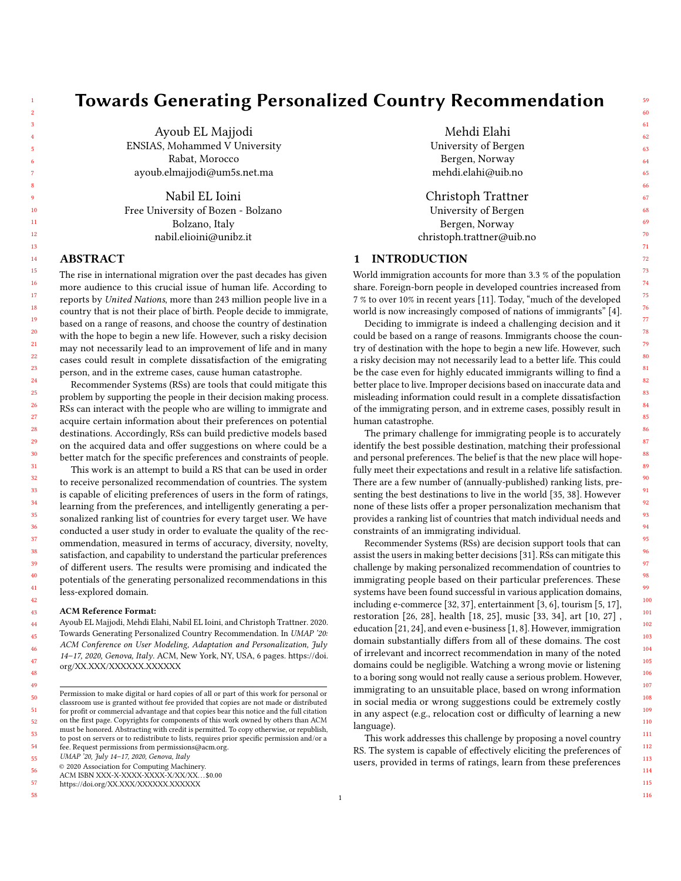# Towards Generating Personalized Country Recommendation

Ayoub EL Majjodi
ENSIAS, Mohammed V University
Rabat, Morocco
ayoub.elmajjodi@um5s.net.ma

Mehdi Elahi
University of Bergen
Bergen, Norway
mehdi.elahi@uib.no

Nabil EL Ioini
Free University of Bozen - Bolzano
Bolzano, Italy
nabil.elioini@unibz.it

Christoph Trattner
University of Bergen
Bergen, Norway
christoph.trattner@uib.no

## ABSTRACT

The rise in international migration over the past decades has given more audience to this crucial issue of human life. According to reports by *United Nations*, more than 243 million people live in a country that is not their place of birth. People decide to immigrate, based on a range of reasons, and choose the country of destination with the hope to begin a new life. However, such a risky decision may not necessarily lead to an improvement of life and in many cases could result in complete dissatisfaction of the emigrating person, and in the extreme cases, cause human catastrophe.

Recommender Systems (RSs) are tools that could mitigate this problem by supporting the people in their decision making process. RSs can interact with the people who are willing to immigrate and acquire certain information about their preferences on potential destinations. Accordingly, RSs can build predictive models based on the acquired data and offer suggestions on where could be a better match for the specific preferences and constraints of people.

This work is an attempt to build a RS that can be used in order to receive personalized recommendation of countries. The system is capable of eliciting preferences of users in the form of ratings, learning from the preferences, and intelligently generating a personalized ranking list of countries for every target user. We have conducted a user study in order to evaluate the quality of the recommendation, measured in terms of accuracy, diversity, novelty, satisfaction, and capability to understand the particular preferences of different users. The results were promising and indicated the potentials of the generating personalized recommendations in this less-explored domain.

**ACM Reference Format:**
Ayoub EL Majjodi, Mehdi Elahi, Nabil EL Ioini, and Christoph Trattner. 2020. Towards Generating Personalized Country Recommendation. In *UMAP '20: ACM Conference on User Modeling, Adaptation and Personalization, July 14–17, 2020, Genova, Italy.* ACM, New York, NY, USA, 6 pages. https://doi.org/XX.XXX/XXXXXX.XXXXXX

Permission to make digital or hard copies of all or part of this work for personal or classroom use is granted without fee provided that copies are not made or distributed for profit or commercial advantage and that copies bear this notice and the full citation on the first page. Copyrights for components of this work owned by others than ACM must be honored. Abstracting with credit is permitted. To copy otherwise, or republish, to post on servers or to redistribute to lists, requires prior specific permission and/or a fee. Request permissions from permissions@acm.org.
*UMAP '20, July 14–17, 2020, Genova, Italy*
© 2020 Association for Computing Machinery.
ACM ISBN XXX-X-XXXX-XXXX-X/XX/XX…$0.00
https://doi.org/XX.XXX/XXXXXX.XXXXXX

## 1 INTRODUCTION

World immigration accounts for more than 3.3 % of the population share. Foreign-born people in developed countries increased from 7 % to over 10% in recent years [11]. Today, "much of the developed world is now increasingly composed of nations of immigrants" [4].

Deciding to immigrate is indeed a challenging decision and it could be based on a range of reasons. Immigrants choose the country of destination with the hope to begin a new life. However, such a risky decision may not necessarily lead to a better life. This could be the case even for highly educated immigrants willing to find a better place to live. Improper decisions based on inaccurate data and misleading information could result in a complete dissatisfaction of the immigrating person, and in extreme cases, possibly result in human catastrophe.

The primary challenge for immigrating people is to accurately identify the best possible destination, matching their professional and personal preferences. The belief is that the new place will hopefully meet their expectations and result in a relative life satisfaction. There are a few number of (annually-published) ranking lists, presenting the best destinations to live in the world [35, 38]. However none of these lists offer a proper personalization mechanism that provides a ranking list of countries that match individual needs and constraints of an immigrating individual.

Recommender Systems (RSs) are decision support tools that can assist the users in making better decisions [31]. RSs can mitigate this challenge by making personalized recommendation of countries to immigrating people based on their particular preferences. These systems have been found successful in various application domains, including e-commerce [32, 37], entertainment [3, 6], tourism [5, 17], restoration [26, 28], health [18, 25], music [33, 34], art [10, 27] , education [21, 24], and even e-business [1, 8]. However, immigration domain substantially differs from all of these domains. The cost of irrelevant and incorrect recommendation in many of the noted domains could be negligible. Watching a wrong movie or listening to a boring song would not really cause a serious problem. However, immigrating to an unsuitable place, based on wrong information in social media or wrong suggestions could be extremely costly in any aspect (e.g., relocation cost or difficulty of learning a new language).

This work addresses this challenge by proposing a novel country RS. The system is capable of effectively eliciting the preferences of users, provided in terms of ratings, learn from these preferences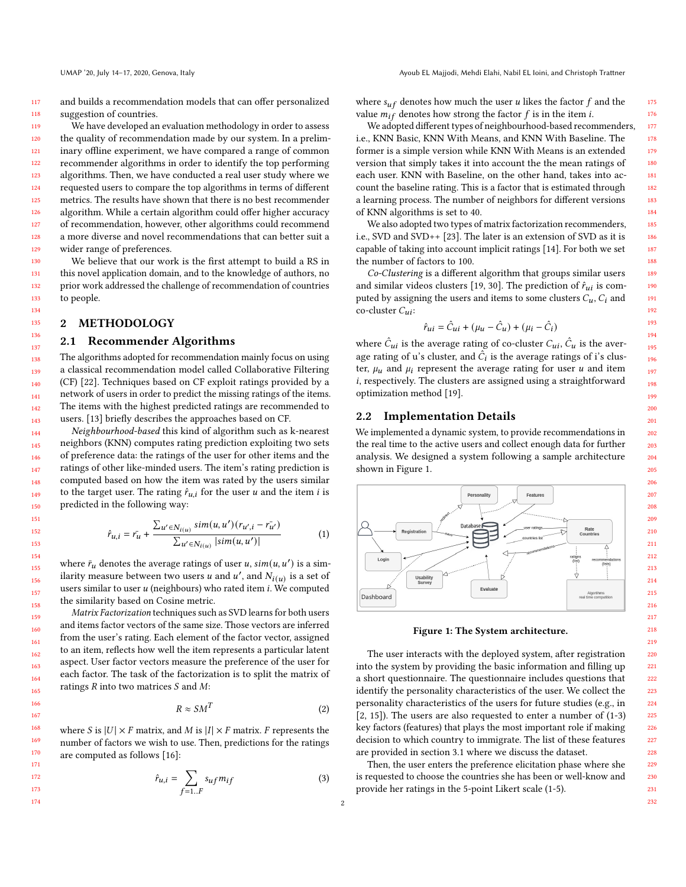and builds a recommendation models that can offer personalized suggestion of countries.

We have developed an evaluation methodology in order to assess the quality of recommendation made by our system. In a preliminary offline experiment, we have compared a range of common recommender algorithms in order to identify the top performing algorithms. Then, we have conducted a real user study where we requested users to compare the top algorithms in terms of different metrics. The results have shown that there is no best recommender algorithm. While a certain algorithm could offer higher accuracy of recommendation, however, other algorithms could recommend a more diverse and novel recommendations that can better suit a wider range of preferences.

We believe that our work is the first attempt to build a RS in this novel application domain, and to the knowledge of authors, no prior work addressed the challenge of recommendation of countries to people.

## 2 METHODOLOGY

### 2.1 Recommender Algorithms

The algorithms adopted for recommendation mainly focus on using a classical recommendation model called Collaborative Filtering (CF) [22]. Techniques based on CF exploit ratings provided by a network of users in order to predict the missing ratings of the items. The items with the highest predicted ratings are recommended to users. [13] briefly describes the approaches based on CF.

*Neighbourhood-based* this kind of algorithm such as k-nearest neighbors (KNN) computes rating prediction exploiting two sets of preference data: the ratings of the user for other items and the ratings of other like-minded users. The item's rating prediction is computed based on how the item was rated by the users similar to the target user. The rating $\hat{r}_{u,i}$ for the user $u$ and the item $i$ is predicted in the following way:

$$\hat{r}_{u,i} = \bar{r_u} + \frac{\sum_{u' \in N_{i(u)}} sim(u,u')(r_{u',i} - \bar{r_{u'}})}{\sum_{u' \in N_{i(u)}} |sim(u,u')|} \tag{1}$$

where $\bar{r}_u$ denotes the average ratings of user $u$, $sim(u,u')$ is a similarity measure between two users $u$ and $u'$, and $N_{i(u)}$ is a set of users similar to user $u$ (neighbours) who rated item $i$. We computed the similarity based on Cosine metric.

*Matrix Factorization* techniques such as SVD learns for both users and items factor vectors of the same size. Those vectors are inferred from the user's rating. Each element of the factor vector, assigned to an item, reflects how well the item represents a particular latent aspect. User factor vectors measure the preference of the user for each factor. The task of the factorization is to split the matrix of ratings $R$ into two matrices $S$ and $M$:

$$R \approx SM^T \tag{2}$$

where $S$ is $|U| \times F$ matrix, and $M$ is $|I| \times F$ matrix. $F$ represents the number of factors we wish to use. Then, predictions for the ratings are computed as follows [16]:

$$\hat{r}_{u,i} = \sum_{f=1..F} s_{uf} m_{if} \tag{3}$$

where $s_{uf}$ denotes how much the user $u$ likes the factor $f$ and the value $m_{if}$ denotes how strong the factor $f$ is in the item $i$.

We adopted different types of neighbourhood-based recommenders, i.e., KNN Basic, KNN With Means, and KNN With Baseline. The former is a simple version while KNN With Means is an extended version that simply takes it into account the the mean ratings of each user. KNN with Baseline, on the other hand, takes into account the baseline rating. This is a factor that is estimated through a learning process. The number of neighbors for different versions of KNN algorithms is set to 40.

We also adopted two types of matrix factorization recommenders, i.e., SVD and SVD++ [23]. The later is an extension of SVD as it is capable of taking into account implicit ratings [14]. For both we set the number of factors to 100.

*Co-Clustering* is a different algorithm that groups similar users and similar videos clusters [19, 30]. The prediction of $\hat{r}_{ui}$ is computed by assigning the users and items to some clusters $C_u$, $C_i$ and co-cluster $C_{ui}$:

$$\hat{r}_{ui} = \hat{C}_{ui} + (\mu_u - \hat{C}_u) + (\mu_i - \hat{C}_i)$$

where $\hat{C}_{ui}$ is the average rating of co-cluster $C_{ui}$, $\hat{C}_u$ is the average rating of u's cluster, and $\hat{C}_i$ is the average ratings of i's cluster, $\mu_u$ and $\mu_i$ represent the average rating for user $u$ and item $i$, respectively. The clusters are assigned using a straightforward optimization method [19].

### 2.2 Implementation Details

We implemented a dynamic system, to provide recommendations in the real time to the active users and collect enough data for further analysis. We designed a system following a sample architecture shown in Figure 1.

**Figure 1: The System architecture.**

The user interacts with the deployed system, after registration into the system by providing the basic information and filling up a short questionnaire. The questionnaire includes questions that identify the personality characteristics of the user. We collect the personality characteristics of the users for future studies (e.g., in [2, 15]). The users are also requested to enter a number of (1-3) key factors (features) that plays the most important role if making decision to which country to immigrate. The list of these features are provided in section 3.1 where we discuss the dataset.

Then, the user enters the preference elicitation phase where she is requested to choose the countries she has been or well-know and provide her ratings in the 5-point Likert scale (1-5).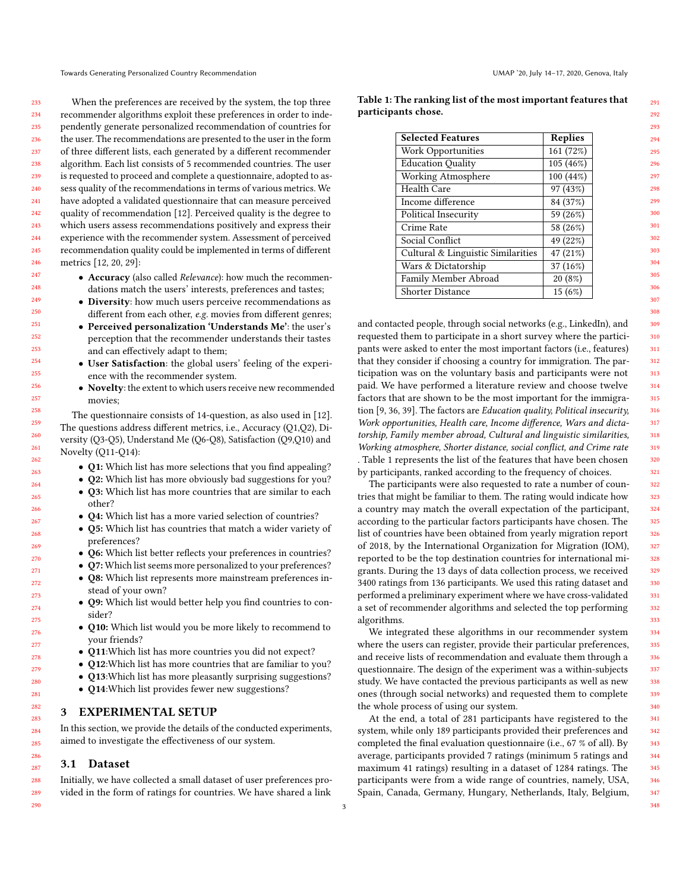When the preferences are received by the system, the top three recommender algorithms exploit these preferences in order to independently generate personalized recommendation of countries for the user. The recommendations are presented to the user in the form of three different lists, each generated by a different recommender algorithm. Each list consists of 5 recommended countries. The user is requested to proceed and complete a questionnaire, adopted to assess quality of the recommendations in terms of various metrics. We have adopted a validated questionnaire that can measure perceived quality of recommendation [12]. Perceived quality is the degree to which users assess recommendations positively and express their experience with the recommender system. Assessment of perceived recommendation quality could be implemented in terms of different metrics [12, 20, 29]:

- **Accuracy** (also called *Relevance*): how much the recommendations match the users' interests, preferences and tastes;
- **Diversity**: how much users perceive recommendations as different from each other, *e.g.* movies from different genres;
- **Perceived personalization 'Understands Me'**: the user's perception that the recommender understands their tastes and can effectively adapt to them;
- **User Satisfaction**: the global users' feeling of the experience with the recommender system.
- **Novelty**: the extent to which users receive new recommended movies;

The questionnaire consists of 14-question, as also used in [12]. The questions address different metrics, i.e., Accuracy (Q1,Q2), Diversity (Q3-Q5), Understand Me (Q6-Q8), Satisfaction (Q9,Q10) and Novelty (Q11-Q14):

- **Q1:** Which list has more selections that you find appealing?
- **Q2:** Which list has more obviously bad suggestions for you?
- **Q3:** Which list has more countries that are similar to each other?
- **Q4:** Which list has a more varied selection of countries?
- **Q5:** Which list has countries that match a wider variety of preferences?
- **Q6:** Which list better reflects your preferences in countries?
- **Q7:** Which list seems more personalized to your preferences?
- **Q8:** Which list represents more mainstream preferences instead of your own?
- **Q9:** Which list would better help you find countries to consider?
- **Q10:** Which list would you be more likely to recommend to your friends?
- **Q11**:Which list has more countries you did not expect?
- **Q12**:Which list has more countries that are familiar to you?
- **Q13**:Which list has more pleasantly surprising suggestions?
- **Q14**:Which list provides fewer new suggestions?

## 3 EXPERIMENTAL SETUP

In this section, we provide the details of the conducted experiments, aimed to investigate the effectiveness of our system.

### 3.1 Dataset

Initially, we have collected a small dataset of user preferences provided in the form of ratings for countries. We have shared a link and contacted people, through social networks (e.g., LinkedIn), and requested them to participate in a short survey where the participants were asked to enter the most important factors (i.e., features) that they consider if choosing a country for immigration. The participation was on the voluntary basis and participants were not paid. We have performed a literature review and choose twelve factors that are shown to be the most important for the immigration [9, 36, 39]. The factors are *Education quality, Political insecurity, Work opportunities, Health care, Income difference, Wars and dictatorship, Family member abroad, Cultural and linguistic similarities, Working atmosphere, Shorter distance, social conflict, and Crime rate* . Table 1 represents the list of the features that have been chosen by participants, ranked according to the frequency of choices.

**Table 1: The ranking list of the most important features that participants chose.**

| Selected Features | Replies |
|---|---|
| Work Opportunities | 161 (72%) |
| Education Quality | 105 (46%) |
| Working Atmosphere | 100 (44%) |
| Health Care | 97 (43%) |
| Income difference | 84 (37%) |
| Political Insecurity | 59 (26%) |
| Crime Rate | 58 (26%) |
| Social Conflict | 49 (22%) |
| Cultural & Linguistic Similarities | 47 (21%) |
| Wars & Dictatorship | 37 (16%) |
| Family Member Abroad | 20 (8%) |
| Shorter Distance | 15 (6%) |

The participants were also requested to rate a number of countries that might be familiar to them. The rating would indicate how a country may match the overall expectation of the participant, according to the particular factors participants have chosen. The list of countries have been obtained from yearly migration report of 2018, by the International Organization for Migration (IOM), reported to be the top destination countries for international migrants. During the 13 days of data collection process, we received 3400 ratings from 136 participants. We used this rating dataset and performed a preliminary experiment where we have cross-validated a set of recommender algorithms and selected the top performing algorithms.

We integrated these algorithms in our recommender system where the users can register, provide their particular preferences, and receive lists of recommendation and evaluate them through a questionnaire. The design of the experiment was a within-subjects study. We have contacted the previous participants as well as new ones (through social networks) and requested them to complete the whole process of using our system.

At the end, a total of 281 participants have registered to the system, while only 189 participants provided their preferences and completed the final evaluation questionnaire (i.e., 67 % of all). By average, participants provided 7 ratings (minimum 5 ratings and maximum 41 ratings) resulting in a dataset of 1284 ratings. The participants were from a wide range of countries, namely, USA, Spain, Canada, Germany, Hungary, Netherlands, Italy, Belgium,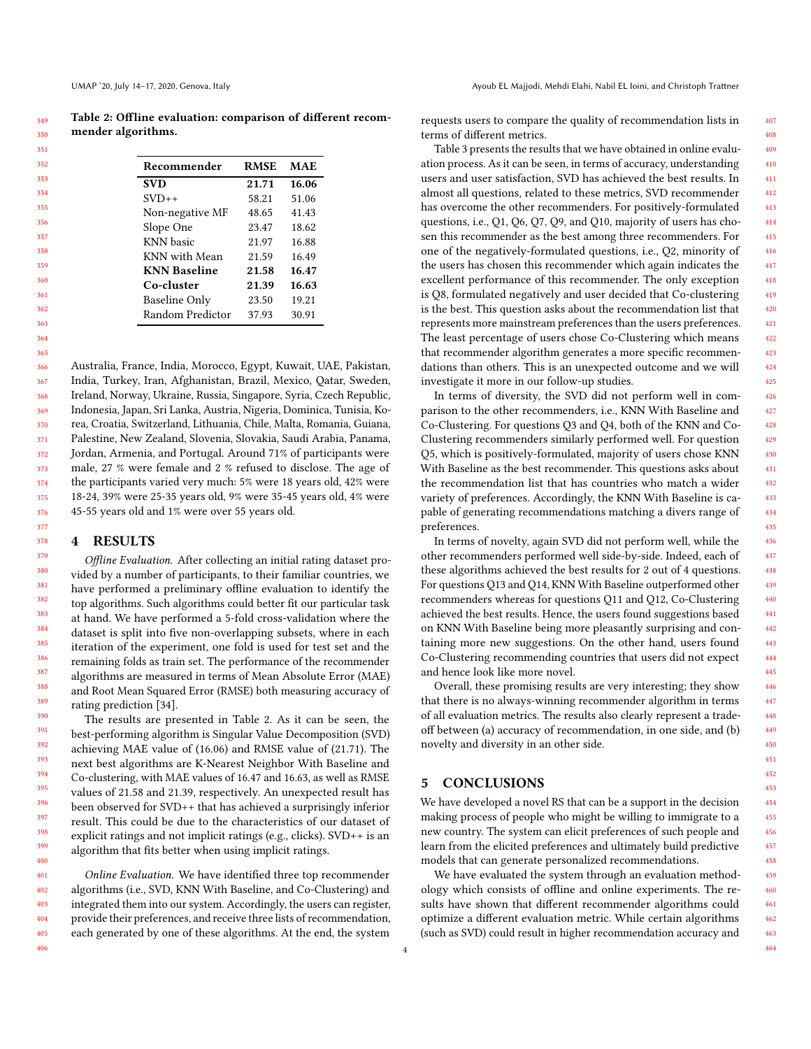**Table 2: Offline evaluation: comparison of different recommender algorithms.**

| Recommender | RMSE | MAE |
|---|---|---|
| **SVD** | **21.71** | **16.06** |
| SVD++ | 58.21 | 51.06 |
| Non-negative MF | 48.65 | 41.43 |
| Slope One | 23.47 | 18.62 |
| KNN basic | 21.97 | 16.88 |
| KNN with Mean | 21.59 | 16.49 |
| **KNN Baseline** | **21.58** | **16.47** |
| **Co-cluster** | **21.39** | **16.63** |
| Baseline Only | 23.50 | 19.21 |
| Random Predictor | 37.93 | 30.91 |

Australia, France, India, Morocco, Egypt, Kuwait, UAE, Pakistan, India, Turkey, Iran, Afghanistan, Brazil, Mexico, Qatar, Sweden, Ireland, Norway, Ukraine, Russia, Singapore, Syria, Czech Republic, Indonesia, Japan, Sri Lanka, Austria, Nigeria, Dominica, Tunisia, Korea, Croatia, Switzerland, Lithuania, Chile, Malta, Romania, Guiana, Palestine, New Zealand, Slovenia, Slovakia, Saudi Arabia, Panama, Jordan, Armenia, and Portugal. Around 71% of participants were male, 27 % were female and 2 % refused to disclose. The age of the participants varied very much: 5% were 18 years old, 42% were 18-24, 39% were 25-35 years old, 9% were 35-45 years old, 4% were 45-55 years old and 1% were over 55 years old.

## 4 RESULTS

*Offline Evaluation.* After collecting an initial rating dataset provided by a number of participants, to their familiar countries, we have performed a preliminary offline evaluation to identify the top algorithms. Such algorithms could better fit our particular task at hand. We have performed a 5-fold cross-validation where the dataset is split into five non-overlapping subsets, where in each iteration of the experiment, one fold is used for test set and the remaining folds as train set. The performance of the recommender algorithms are measured in terms of Mean Absolute Error (MAE) and Root Mean Squared Error (RMSE) both measuring accuracy of rating prediction [34].

The results are presented in Table 2. As it can be seen, the best-performing algorithm is Singular Value Decomposition (SVD) achieving MAE value of (16.06) and RMSE value of (21.71). The next best algorithms are K-Nearest Neighbor With Baseline and Co-clustering, with MAE values of 16.47 and 16.63, as well as RMSE values of 21.58 and 21.39, respectively. An unexpected result has been observed for SVD++ that has achieved a surprisingly inferior result. This could be due to the characteristics of our dataset of explicit ratings and not implicit ratings (e.g., clicks). SVD++ is an algorithm that fits better when using implicit ratings.

*Online Evaluation.* We have identified three top recommender algorithms (i.e., SVD, KNN With Baseline, and Co-Clustering) and integrated them into our system. Accordingly, the users can register, provide their preferences, and receive three lists of recommendation, each generated by one of these algorithms. At the end, the system requests users to compare the quality of recommendation lists in terms of different metrics.

Table 3 presents the results that we have obtained in online evaluation process. As it can be seen, in terms of accuracy, understanding users and user satisfaction, SVD has achieved the best results. In almost all questions, related to these metrics, SVD recommender has overcome the other recommenders. For positively-formulated questions, i.e., Q1, Q6, Q7, Q9, and Q10, majority of users has chosen this recommender as the best among three recommenders. For one of the negatively-formulated questions, i.e., Q2, minority of the users has chosen this recommender which again indicates the excellent performance of this recommender. The only exception is Q8, formulated negatively and user decided that Co-clustering is the best. This question asks about the recommendation list that represents more mainstream preferences than the users preferences. The least percentage of users chose Co-Clustering which means that recommender algorithm generates a more specific recommendations than others. This is an unexpected outcome and we will investigate it more in our follow-up studies.

In terms of diversity, the SVD did not perform well in comparison to the other recommenders, i.e., KNN With Baseline and Co-Clustering. For questions Q3 and Q4, both of the KNN and Co-Clustering recommenders similarly performed well. For question Q5, which is positively-formulated, majority of users chose KNN With Baseline as the best recommender. This questions asks about the recommendation list that has countries who match a wider variety of preferences. Accordingly, the KNN With Baseline is capable of generating recommendations matching a divers range of preferences.

In terms of novelty, again SVD did not perform well, while the other recommenders performed well side-by-side. Indeed, each of these algorithms achieved the best results for 2 out of 4 questions. For questions Q13 and Q14, KNN With Baseline outperformed other recommenders whereas for questions Q11 and Q12, Co-Clustering achieved the best results. Hence, the users found suggestions based on KNN With Baseline being more pleasantly surprising and containing more new suggestions. On the other hand, users found Co-Clustering recommending countries that users did not expect and hence look like more novel.

Overall, these promising results are very interesting; they show that there is no always-winning recommender algorithm in terms of all evaluation metrics. The results also clearly represent a tradeoff between (a) accuracy of recommendation, in one side, and (b) novelty and diversity in an other side.

## 5 CONCLUSIONS

We have developed a novel RS that can be a support in the decision making process of people who might be willing to immigrate to a new country. The system can elicit preferences of such people and learn from the elicited preferences and ultimately build predictive models that can generate personalized recommendations.

We have evaluated the system through an evaluation methodology which consists of offline and online experiments. The results have shown that different recommender algorithms could optimize a different evaluation metric. While certain algorithms (such as SVD) could result in higher recommendation accuracy and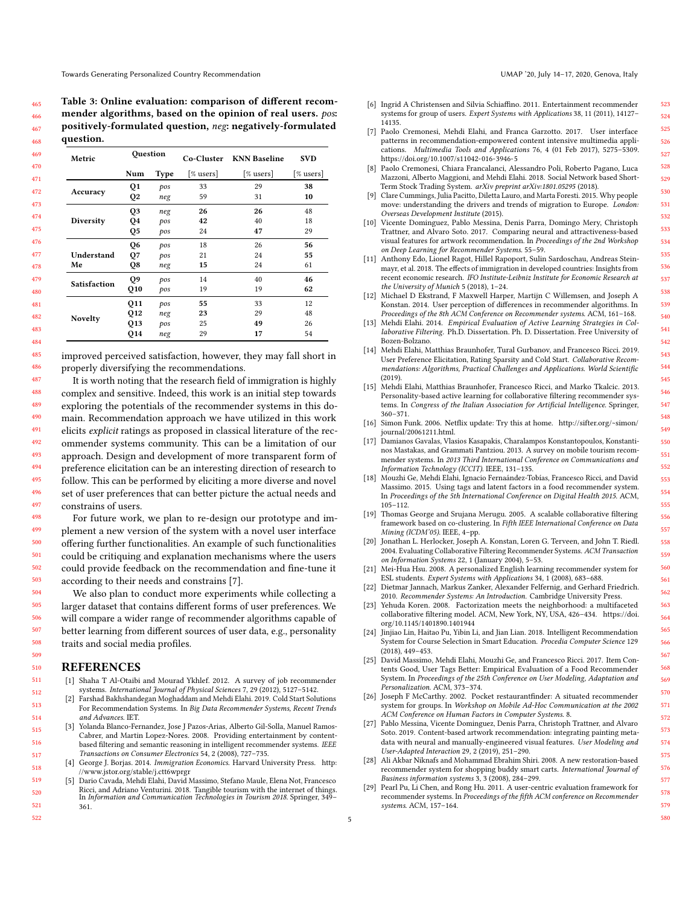**Table 3: Online evaluation: comparison of different recommender algorithms, based on the opinion of real users.** ***pos*****: positively-formulated question,** ***neg*****: negatively-formulated question.**

| Metric | Question | | Co-Cluster | KNN Baseline | SVD |
|---|---|---|---|---|---|
| | Num | Type | [% users] | [% users] | [% users] |
| **Accuracy** | **Q1** | *pos* | 33 | 29 | **38** |
| | **Q2** | *neg* | 59 | 31 | **10** |
| **Diversity** | **Q3** | *neg* | **26** | **26** | 48 |
| | **Q4** | *pos* | **42** | 40 | 18 |
| | **Q5** | *pos* | 24 | **47** | 29 |
| **Understand Me** | **Q6** | *pos* | 18 | 26 | **56** |
| | **Q7** | *pos* | 21 | 24 | **55** |
| | **Q8** | *neg* | **15** | 24 | 61 |
| **Satisfaction** | **Q9** | *pos* | 14 | 40 | **46** |
| | **Q10** | *pos* | 19 | 19 | **62** |
| **Novelty** | **Q11** | *pos* | **55** | 33 | 12 |
| | **Q12** | *neg* | **23** | 29 | 48 |
| | **Q13** | *pos* | 25 | **49** | 26 |
| | **Q14** | *neg* | 29 | **17** | 54 |

improved perceived satisfaction, however, they may fall short in properly diversifying the recommendations.

It is worth noting that the research field of immigration is highly complex and sensitive. Indeed, this work is an initial step towards exploring the potentials of the recommender systems in this domain. Recommendation approach we have utilized in this work elicits *explicit* ratings as proposed in classical literature of the recommender systems community. This can be a limitation of our approach. Design and development of more transparent form of preference elicitation can be an interesting direction of research to follow. This can be performed by eliciting a more diverse and novel set of user preferences that can better picture the actual needs and constrains of users.

For future work, we plan to re-design our prototype and implement a new version of the system with a novel user interface offering further functionalities. An example of such functionalities could be critiquing and explanation mechanisms where the users could provide feedback on the recommendation and fine-tune it according to their needs and constrains [7].

We also plan to conduct more experiments while collecting a larger dataset that contains different forms of user preferences. We will compare a wider range of recommender algorithms capable of better learning from different sources of user data, e.g., personality traits and social media profiles.

## REFERENCES

[1] Shaha T Al-Otaibi and Mourad Ykhlef. 2012. A survey of job recommender systems. *International Journal of Physical Sciences* 7, 29 (2012), 5127–5142.

[2] Farshad Bakhshandegan Moghaddam and Mehdi Elahi. 2019. Cold Start Solutions For Recommendation Systems. In *Big Data Recommender Systems, Recent Trends and Advances*. IET.

[3] Yolanda Blanco-Fernandez, Jose J Pazos-Arias, Alberto Gil-Solla, Manuel Ramos-Cabrer, and Martin Lopez-Nores. 2008. Providing entertainment by content-based filtering and semantic reasoning in intelligent recommender systems. *IEEE Transactions on Consumer Electronics* 54, 2 (2008), 727–735.

[4] George J. Borjas. 2014. *Immigration Economics*. Harvard University Press. http://www.jstor.org/stable/j.ctt6wprgr

[5] Dario Cavada, Mehdi Elahi, David Massimo, Stefano Maule, Elena Not, Francesco Ricci, and Adriano Venturini. 2018. Tangible tourism with the internet of things. In *Information and Communication Technologies in Tourism 2018*. Springer, 349–361.

[6] Ingrid A Christensen and Silvia Schiaffino. 2011. Entertainment recommender systems for group of users. *Expert Systems with Applications* 38, 11 (2011), 14127–14135.

[7] Paolo Cremonesi, Mehdi Elahi, and Franca Garzotto. 2017. User interface patterns in recommendation-empowered content intensive multimedia applications. *Multimedia Tools and Applications* 76, 4 (01 Feb 2017), 5275–5309. https://doi.org/10.1007/s11042-016-3946-5

[8] Paolo Cremonesi, Chiara Francalanci, Alessandro Poli, Roberto Pagano, Luca Mazzoni, Alberto Maggioni, and Mehdi Elahi. 2018. Social Network based Short-Term Stock Trading System. *arXiv preprint arXiv:1801.05295* (2018).

[9] Clare Cummings, Julia Pacitto, Diletta Lauro, and Marta Foresti. 2015. Why people move: understanding the drivers and trends of migration to Europe. *London: Overseas Development Institute* (2015).

[10] Vicente Dominguez, Pablo Messina, Denis Parra, Domingo Mery, Christoph Trattner, and Alvaro Soto. 2017. Comparing neural and attractiveness-based visual features for artwork recommendation. In *Proceedings of the 2nd Workshop on Deep Learning for Recommender Systems*. 55–59.

[11] Anthony Edo, Lionel Ragot, Hillel Rapoport, Sulin Sardoschau, Andreas Steinmayr, et al. 2018. The effects of immigration in developed countries: Insights from recent economic research. *IFO Institute-Leibniz Institute for Economic Research at the University of Munich* 5 (2018), 1–24.

[12] Michael D Ekstrand, F Maxwell Harper, Martijn C Willemsen, and Joseph A Konstan. 2014. User perception of differences in recommender algorithms. In *Proceedings of the 8th ACM Conference on Recommender systems*. ACM, 161–168.

[13] Mehdi Elahi. 2014. *Empirical Evaluation of Active Learning Strategies in Collaborative Filtering*. Ph.D. Dissertation. Ph. D. Dissertation. Free University of Bozen-Bolzano.

[14] Mehdi Elahi, Matthias Braunhofer, Tural Gurbanov, and Francesco Ricci. 2019. User Preference Elicitation, Rating Sparsity and Cold Start. *Collaborative Recommendations: Algorithms, Practical Challenges and Applications. World Scientific* (2019).

[15] Mehdi Elahi, Matthias Braunhofer, Francesco Ricci, and Marko Tkalcic. 2013. Personality-based active learning for collaborative filtering recommender systems. In *Congress of the Italian Association for Artificial Intelligence*. Springer, 360–371.

[16] Simon Funk. 2006. Netflix update: Try this at home. http://sifter.org/~simon/journal/20061211.html.

[17] Damianos Gavalas, Vlasios Kasapakis, Charalampos Konstantopoulos, Konstantinos Mastakas, and Grammati Pantziou. 2013. A survey on mobile tourism recommender systems. In *2013 Third International Conference on Communications and Information Technology (ICCIT)*. IEEE, 131–135.

[18] Mouzhi Ge, Mehdi Elahi, Ignacio Fernaández-Tobías, Francesco Ricci, and David Massimo. 2015. Using tags and latent factors in a food recommender system. In *Proceedings of the 5th International Conference on Digital Health 2015*. ACM, 105–112.

[19] Thomas George and Srujana Merugu. 2005. A scalable collaborative filtering framework based on co-clustering. In *Fifth IEEE International Conference on Data Mining (ICDM'05)*. IEEE, 4–pp.

[20] Jonathan L. Herlocker, Joseph A. Konstan, Loren G. Terveen, and John T. Riedl. 2004. Evaluating Collaborative Filtering Recommender Systems. *ACM Transaction on Information Systems* 22, 1 (January 2004), 5–53.

[21] Mei-Hua Hsu. 2008. A personalized English learning recommender system for ESL students. *Expert Systems with Applications* 34, 1 (2008), 683–688.

[22] Dietmar Jannach, Markus Zanker, Alexander Felfernig, and Gerhard Friedrich. 2010. *Recommender Systems: An Introduction*. Cambridge University Press.

[23] Yehuda Koren. 2008. Factorization meets the neighborhood: a multifaceted collaborative filtering model. ACM, New York, NY, USA, 426–434. https://doi.org/10.1145/1401890.1401944

[24] Jinjiao Lin, Haitao Pu, Yibin Li, and Jian Lian. 2018. Intelligent Recommendation System for Course Selection in Smart Education. *Procedia Computer Science* 129 (2018), 449–453.

[25] David Massimo, Mehdi Elahi, Mouzhi Ge, and Francesco Ricci. 2017. Item Contents Good, User Tags Better: Empirical Evaluation of a Food Recommender System. In *Proceedings of the 25th Conference on User Modeling, Adaptation and Personalization*. ACM, 373–374.

[26] Joseph F McCarthy. 2002. Pocket restaurantfinder: A situated recommender system for groups. In *Workshop on Mobile Ad-Hoc Communication at the 2002 ACM Conference on Human Factors in Computer Systems*. 8.

[27] Pablo Messina, Vicente Dominguez, Denis Parra, Christoph Trattner, and Alvaro Soto. 2019. Content-based artwork recommendation: integrating painting metadata with neural and manually-engineered visual features. *User Modeling and User-Adapted Interaction* 29, 2 (2019), 251–290.

[28] Ali Akbar Niknafs and Mohammad Ebrahim Shiri. 2008. A new restoration-based recommender system for shopping buddy smart carts. *International Journal of Business information systems* 3, 3 (2008), 284–299.

[29] Pearl Pu, Li Chen, and Rong Hu. 2011. A user-centric evaluation framework for recommender systems. In *Proceedings of the fifth ACM conference on Recommender systems*. ACM, 157–164.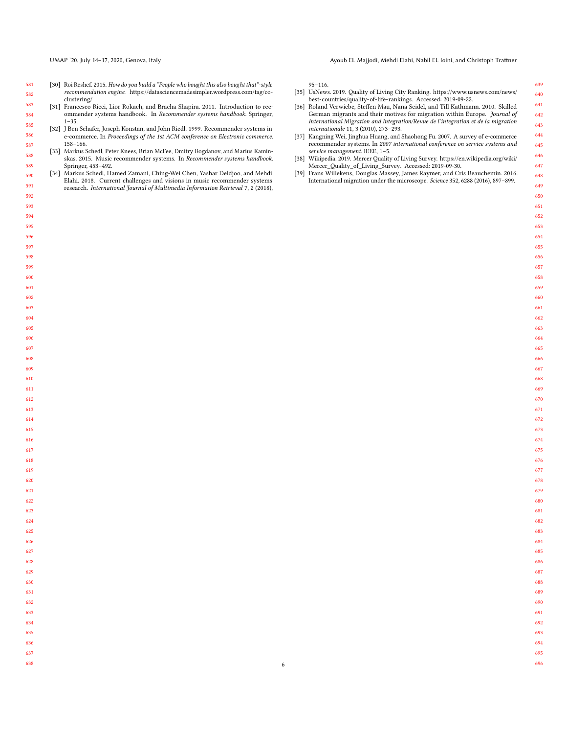[30] Roi Reshef. 2015. *How do you build a "People who bought this also bought that"-style recommendation engine.* https://datasciencemadesimpler.wordpress.com/tag/co-clustering/

[31] Francesco Ricci, Lior Rokach, and Bracha Shapira. 2011. Introduction to recommender systems handbook. In *Recommender systems handbook*. Springer, 1–35.

[32] J Ben Schafer, Joseph Konstan, and John Riedl. 1999. Recommender systems in e-commerce. In *Proceedings of the 1st ACM conference on Electronic commerce*. 158–166.

[33] Markus Schedl, Peter Knees, Brian McFee, Dmitry Bogdanov, and Marius Kaminskas. 2015. Music recommender systems. In *Recommender systems handbook*. Springer, 453–492.

[34] Markus Schedl, Hamed Zamani, Ching-Wei Chen, Yashar Deldjoo, and Mehdi Elahi. 2018. Current challenges and visions in music recommender systems research. *International Journal of Multimedia Information Retrieval* 7, 2 (2018), 95–116.

[35] UsNews. 2019. Quality of Living City Ranking. https://www.usnews.com/news/best-countries/quality-of-life-rankings. Accessed: 2019-09-22.

[36] Roland Verwiebe, Steffen Mau, Nana Seidel, and Till Kathmann. 2010. Skilled German migrants and their motives for migration within Europe. *Journal of International Migration and Integration/Revue de l'integration et de la migration internationale* 11, 3 (2010), 273–293.

[37] Kangning Wei, Jinghua Huang, and Shaohong Fu. 2007. A survey of e-commerce recommender systems. In *2007 international conference on service systems and service management*. IEEE, 1–5.

[38] Wikipedia. 2019. Mercer Quality of Living Survey. https://en.wikipedia.org/wiki/Mercer_Quality_of_Living_Survey. Accessed: 2019-09-30.

[39] Frans Willekens, Douglas Massey, James Raymer, and Cris Beauchemin. 2016. International migration under the microscope. *Science* 352, 6288 (2016), 897–899.